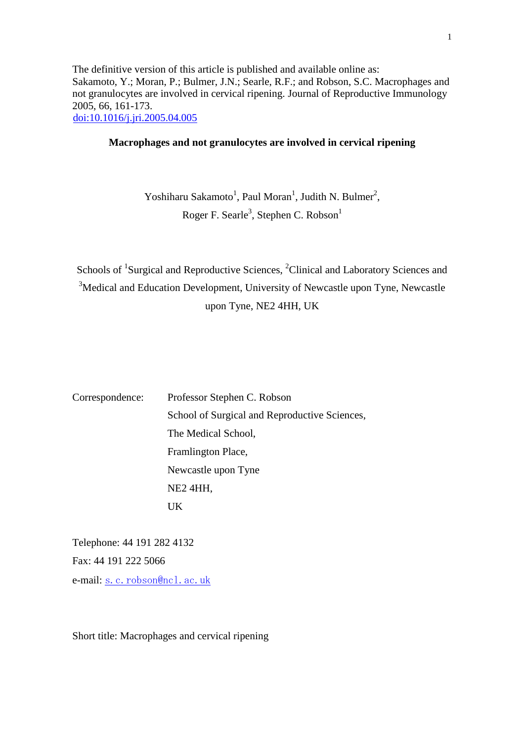The definitive version of this article is published and available online as:
Sakamoto, Y.; Moran, P.; Bulmer, J.N.; Searle, R.F.; and Robson, S.C. Macrophages and not granulocytes are involved in cervical ripening. Journal of Reproductive Immunology 2005, 66, 161-173.
[doi:10.1016/j.jri.2005.04.005](doi:10.1016/j.jri.2005.04.005)

# Macrophages and not granulocytes are involved in cervical ripening

Yoshiharu Sakamoto[1], Paul Moran[1], Judith N. Bulmer[2], Roger F. Searle[3], Stephen C. Robson[1]

Schools of [1]Surgical and Reproductive Sciences, [2]Clinical and Laboratory Sciences and [3]Medical and Education Development, University of Newcastle upon Tyne, Newcastle upon Tyne, NE2 4HH, UK

Correspondence: Professor Stephen C. Robson
School of Surgical and Reproductive Sciences,
The Medical School,
Framlington Place,
Newcastle upon Tyne
NE2 4HH,
UK

Telephone: 44 191 282 4132
Fax: 44 191 222 5066
e-mail: s.c.robson@ncl.ac.uk

Short title: Macrophages and cervical ripening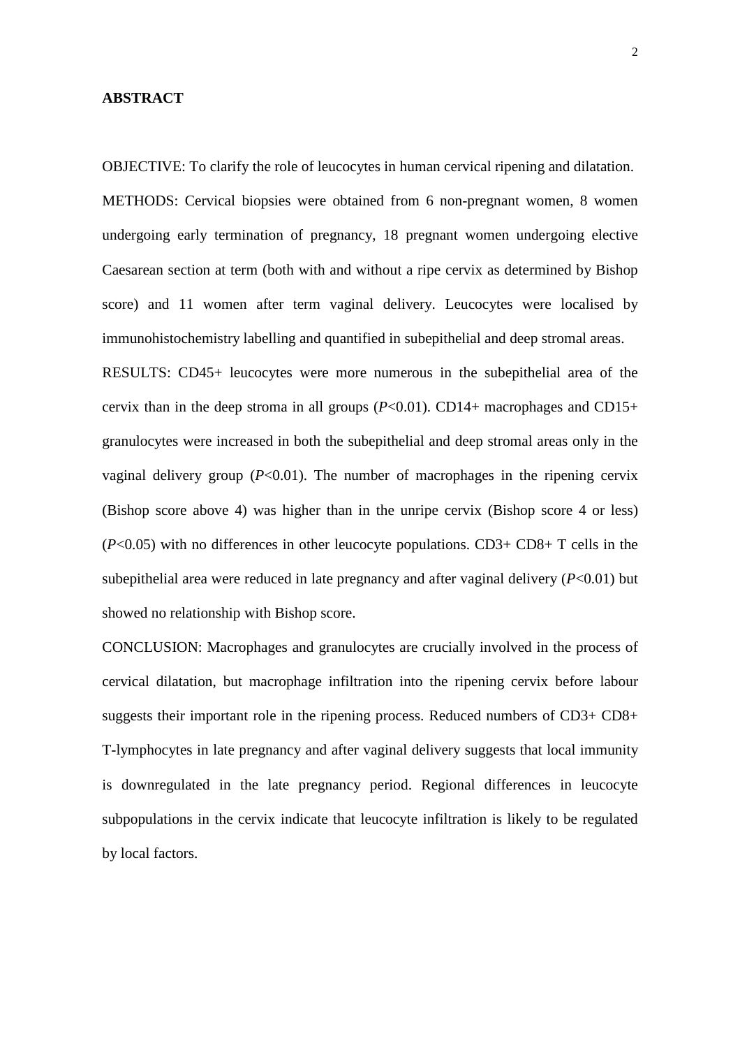## ABSTRACT

OBJECTIVE: To clarify the role of leucocytes in human cervical ripening and dilatation.

METHODS: Cervical biopsies were obtained from 6 non-pregnant women, 8 women undergoing early termination of pregnancy, 18 pregnant women undergoing elective Caesarean section at term (both with and without a ripe cervix as determined by Bishop score) and 11 women after term vaginal delivery. Leucocytes were localised by immunohistochemistry labelling and quantified in subepithelial and deep stromal areas.

RESULTS: CD45+ leucocytes were more numerous in the subepithelial area of the cervix than in the deep stroma in all groups ($P<0.01$). CD14+ macrophages and CD15+ granulocytes were increased in both the subepithelial and deep stromal areas only in the vaginal delivery group ($P<0.01$). The number of macrophages in the ripening cervix (Bishop score above 4) was higher than in the unripe cervix (Bishop score 4 or less) ($P<0.05$) with no differences in other leucocyte populations. CD3+ CD8+ T cells in the subepithelial area were reduced in late pregnancy and after vaginal delivery ($P<0.01$) but showed no relationship with Bishop score.

CONCLUSION: Macrophages and granulocytes are crucially involved in the process of cervical dilatation, but macrophage infiltration into the ripening cervix before labour suggests their important role in the ripening process. Reduced numbers of CD3+ CD8+ T-lymphocytes in late pregnancy and after vaginal delivery suggests that local immunity is downregulated in the late pregnancy period. Regional differences in leucocyte subpopulations in the cervix indicate that leucocyte infiltration is likely to be regulated by local factors.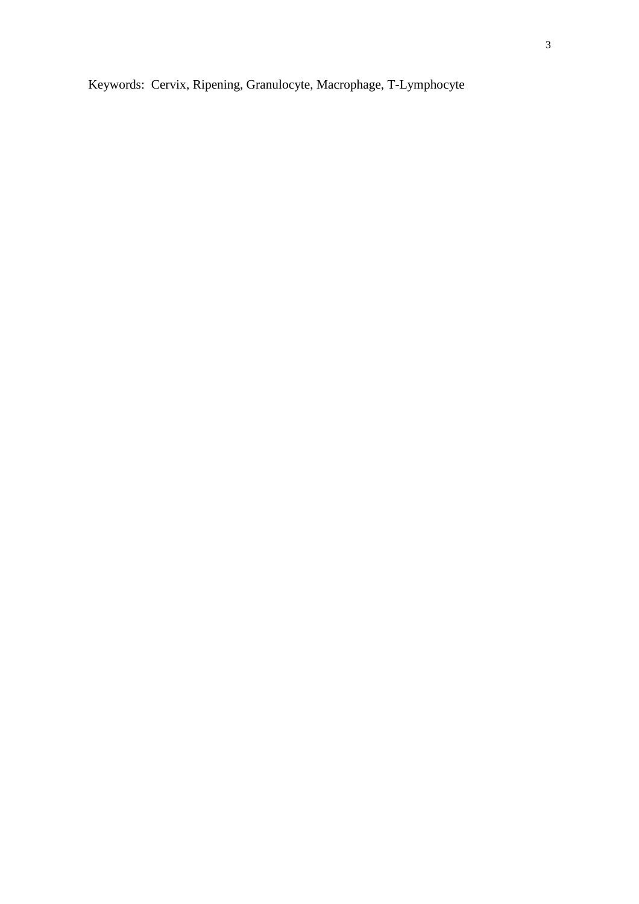Keywords: Cervix, Ripening, Granulocyte, Macrophage, T-Lymphocyte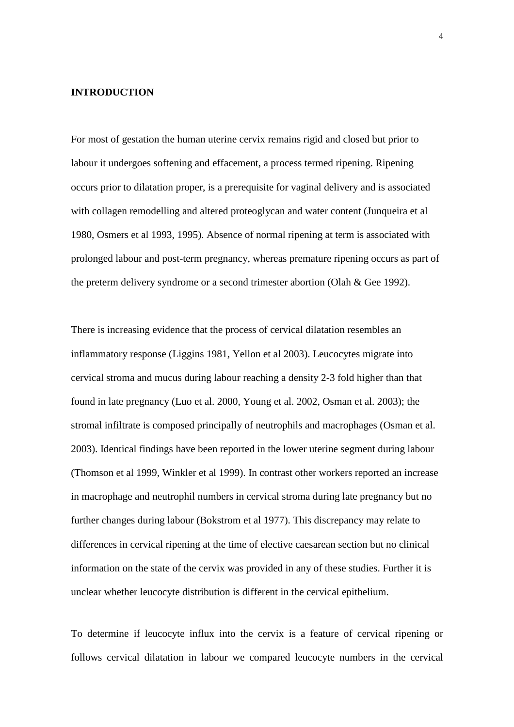## INTRODUCTION

For most of gestation the human uterine cervix remains rigid and closed but prior to labour it undergoes softening and effacement, a process termed ripening. Ripening occurs prior to dilatation proper, is a prerequisite for vaginal delivery and is associated with collagen remodelling and altered proteoglycan and water content (Junqueira et al 1980, Osmers et al 1993, 1995). Absence of normal ripening at term is associated with prolonged labour and post-term pregnancy, whereas premature ripening occurs as part of the preterm delivery syndrome or a second trimester abortion (Olah & Gee 1992).

There is increasing evidence that the process of cervical dilatation resembles an inflammatory response (Liggins 1981, Yellon et al 2003). Leucocytes migrate into cervical stroma and mucus during labour reaching a density 2-3 fold higher than that found in late pregnancy (Luo et al. 2000, Young et al. 2002, Osman et al. 2003); the stromal infiltrate is composed principally of neutrophils and macrophages (Osman et al. 2003). Identical findings have been reported in the lower uterine segment during labour (Thomson et al 1999, Winkler et al 1999). In contrast other workers reported an increase in macrophage and neutrophil numbers in cervical stroma during late pregnancy but no further changes during labour (Bokstrom et al 1977). This discrepancy may relate to differences in cervical ripening at the time of elective caesarean section but no clinical information on the state of the cervix was provided in any of these studies. Further it is unclear whether leucocyte distribution is different in the cervical epithelium.

To determine if leucocyte influx into the cervix is a feature of cervical ripening or follows cervical dilatation in labour we compared leucocyte numbers in the cervical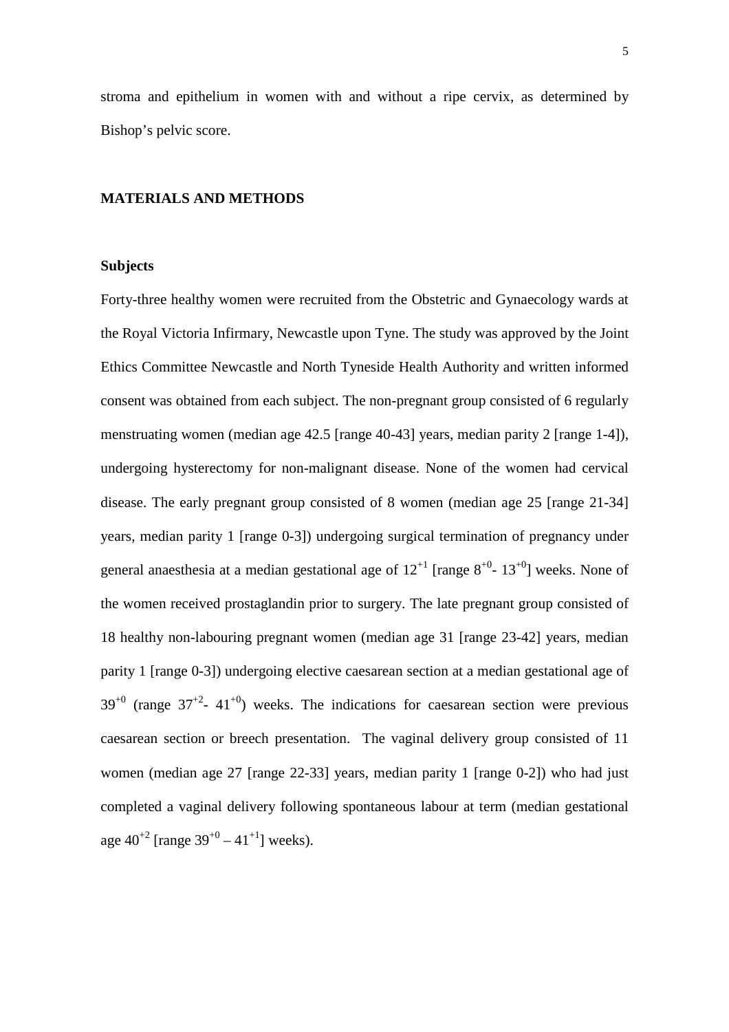stroma and epithelium in women with and without a ripe cervix, as determined by Bishop's pelvic score.

## MATERIALS AND METHODS

### Subjects

Forty-three healthy women were recruited from the Obstetric and Gynaecology wards at the Royal Victoria Infirmary, Newcastle upon Tyne. The study was approved by the Joint Ethics Committee Newcastle and North Tyneside Health Authority and written informed consent was obtained from each subject. The non-pregnant group consisted of 6 regularly menstruating women (median age 42.5 [range 40-43] years, median parity 2 [range 1-4]), undergoing hysterectomy for non-malignant disease. None of the women had cervical disease. The early pregnant group consisted of 8 women (median age 25 [range 21-34] years, median parity 1 [range 0-3]) undergoing surgical termination of pregnancy under general anaesthesia at a median gestational age of $12^{+1}$ [range $8^{+0}$- $13^{+0}$] weeks. None of the women received prostaglandin prior to surgery. The late pregnant group consisted of 18 healthy non-labouring pregnant women (median age 31 [range 23-42] years, median parity 1 [range 0-3]) undergoing elective caesarean section at a median gestational age of $39^{+0}$ (range $37^{+2}$- $41^{+0}$) weeks. The indications for caesarean section were previous caesarean section or breech presentation. The vaginal delivery group consisted of 11 women (median age 27 [range 22-33] years, median parity 1 [range 0-2]) who had just completed a vaginal delivery following spontaneous labour at term (median gestational age $40^{+2}$ [range $39^{+0}$ – $41^{+1}$] weeks).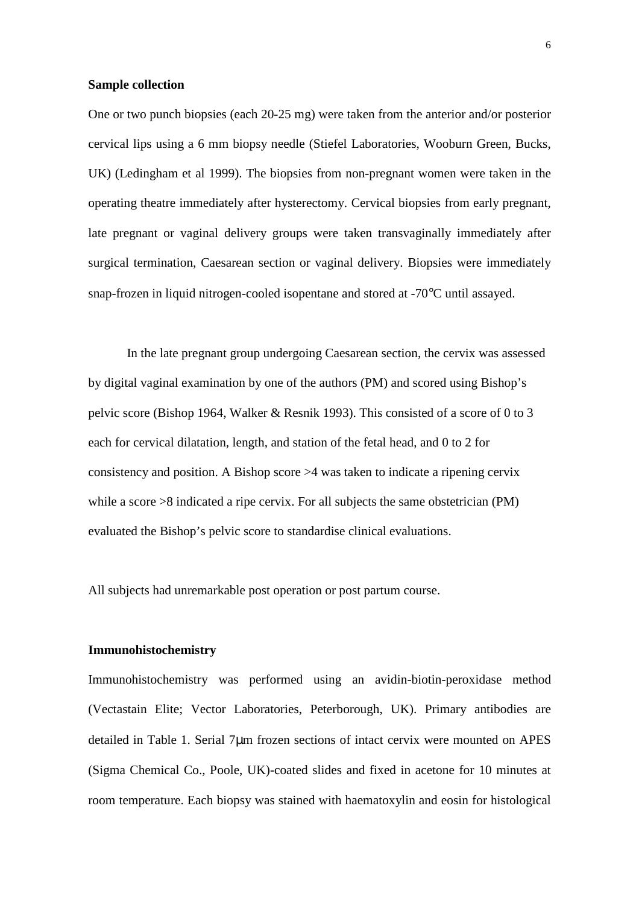**Sample collection**

One or two punch biopsies (each 20-25 mg) were taken from the anterior and/or posterior cervical lips using a 6 mm biopsy needle (Stiefel Laboratories, Wooburn Green, Bucks, UK) (Ledingham et al 1999). The biopsies from non-pregnant women were taken in the operating theatre immediately after hysterectomy. Cervical biopsies from early pregnant, late pregnant or vaginal delivery groups were taken transvaginally immediately after surgical termination, Caesarean section or vaginal delivery. Biopsies were immediately snap-frozen in liquid nitrogen-cooled isopentane and stored at -70°C until assayed.

In the late pregnant group undergoing Caesarean section, the cervix was assessed by digital vaginal examination by one of the authors (PM) and scored using Bishop's pelvic score (Bishop 1964, Walker & Resnik 1993). This consisted of a score of 0 to 3 each for cervical dilatation, length, and station of the fetal head, and 0 to 2 for consistency and position. A Bishop score >4 was taken to indicate a ripening cervix while a score >8 indicated a ripe cervix. For all subjects the same obstetrician (PM) evaluated the Bishop's pelvic score to standardise clinical evaluations.

All subjects had unremarkable post operation or post partum course.

**Immunohistochemistry**

Immunohistochemistry was performed using an avidin-biotin-peroxidase method (Vectastain Elite; Vector Laboratories, Peterborough, UK). Primary antibodies are detailed in Table 1. Serial 7μm frozen sections of intact cervix were mounted on APES (Sigma Chemical Co., Poole, UK)-coated slides and fixed in acetone for 10 minutes at room temperature. Each biopsy was stained with haematoxylin and eosin for histological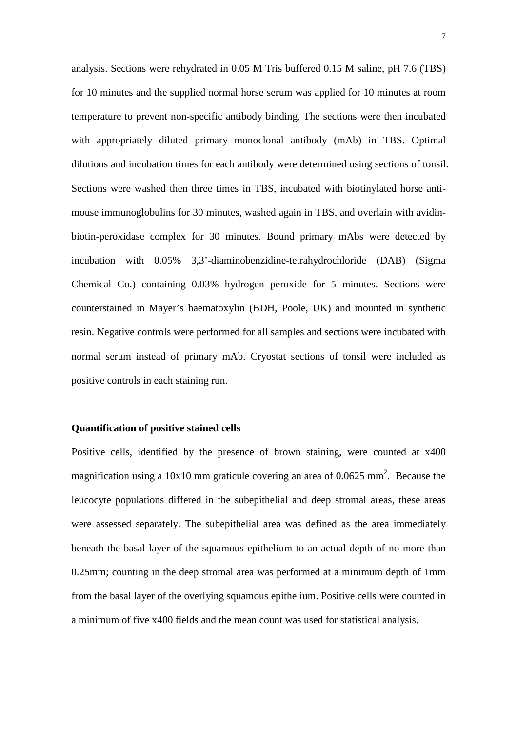analysis. Sections were rehydrated in 0.05 M Tris buffered 0.15 M saline, pH 7.6 (TBS) for 10 minutes and the supplied normal horse serum was applied for 10 minutes at room temperature to prevent non-specific antibody binding. The sections were then incubated with appropriately diluted primary monoclonal antibody (mAb) in TBS. Optimal dilutions and incubation times for each antibody were determined using sections of tonsil. Sections were washed then three times in TBS, incubated with biotinylated horse anti-mouse immunoglobulins for 30 minutes, washed again in TBS, and overlain with avidin-biotin-peroxidase complex for 30 minutes. Bound primary mAbs were detected by incubation with 0.05% 3,3'-diaminobenzidine-tetrahydrochloride (DAB) (Sigma Chemical Co.) containing 0.03% hydrogen peroxide for 5 minutes. Sections were counterstained in Mayer's haematoxylin (BDH, Poole, UK) and mounted in synthetic resin. Negative controls were performed for all samples and sections were incubated with normal serum instead of primary mAb. Cryostat sections of tonsil were included as positive controls in each staining run.

**Quantification of positive stained cells**

Positive cells, identified by the presence of brown staining, were counted at x400 magnification using a 10x10 mm graticule covering an area of 0.0625 $mm^2$. Because the leucocyte populations differed in the subepithelial and deep stromal areas, these areas were assessed separately. The subepithelial area was defined as the area immediately beneath the basal layer of the squamous epithelium to an actual depth of no more than 0.25mm; counting in the deep stromal area was performed at a minimum depth of 1mm from the basal layer of the overlying squamous epithelium. Positive cells were counted in a minimum of five x400 fields and the mean count was used for statistical analysis.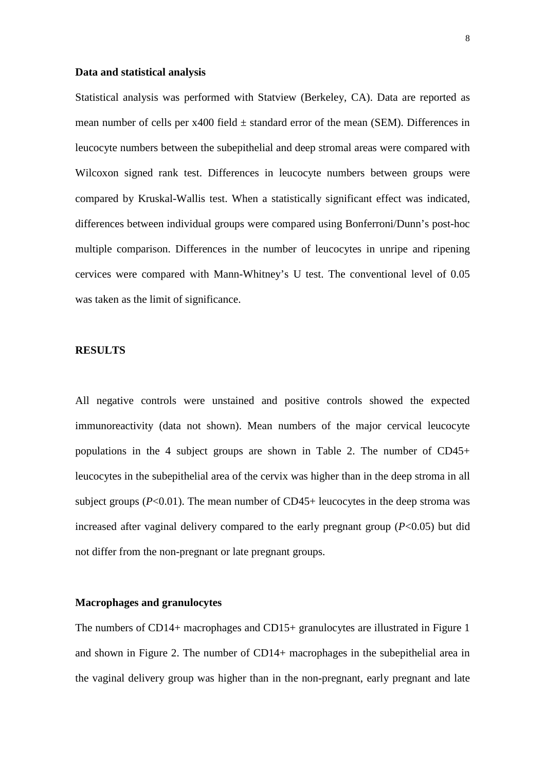**Data and statistical analysis**

Statistical analysis was performed with Statview (Berkeley, CA). Data are reported as mean number of cells per x400 field ± standard error of the mean (SEM). Differences in leucocyte numbers between the subepithelial and deep stromal areas were compared with Wilcoxon signed rank test. Differences in leucocyte numbers between groups were compared by Kruskal-Wallis test. When a statistically significant effect was indicated, differences between individual groups were compared using Bonferroni/Dunn's post-hoc multiple comparison. Differences in the number of leucocytes in unripe and ripening cervices were compared with Mann-Whitney's U test. The conventional level of 0.05 was taken as the limit of significance.

## RESULTS

All negative controls were unstained and positive controls showed the expected immunoreactivity (data not shown). Mean numbers of the major cervical leucocyte populations in the 4 subject groups are shown in Table 2. The number of CD45+ leucocytes in the subepithelial area of the cervix was higher than in the deep stroma in all subject groups ($P<0.01$). The mean number of CD45+ leucocytes in the deep stroma was increased after vaginal delivery compared to the early pregnant group ($P<0.05$) but did not differ from the non-pregnant or late pregnant groups.

**Macrophages and granulocytes**

The numbers of CD14+ macrophages and CD15+ granulocytes are illustrated in Figure 1 and shown in Figure 2. The number of CD14+ macrophages in the subepithelial area in the vaginal delivery group was higher than in the non-pregnant, early pregnant and late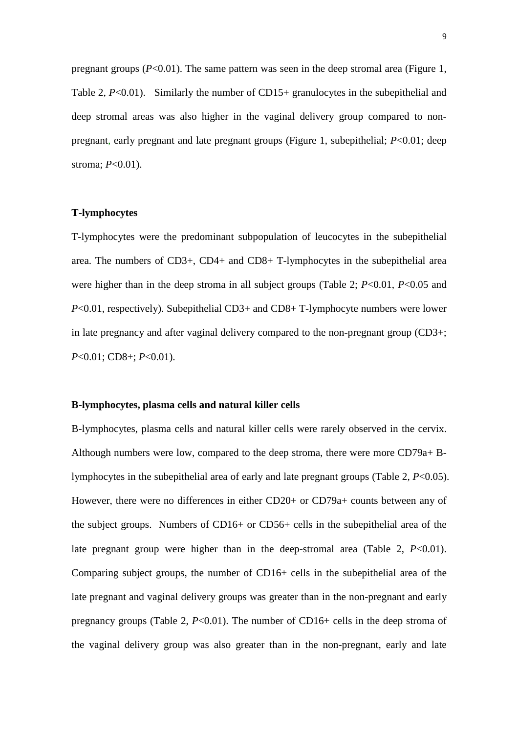pregnant groups ($P$<0.01). The same pattern was seen in the deep stromal area (Figure 1, Table 2, $P$<0.01). Similarly the number of CD15+ granulocytes in the subepithelial and deep stromal areas was also higher in the vaginal delivery group compared to non-pregnant, early pregnant and late pregnant groups (Figure 1, subepithelial; $P$<0.01; deep stroma; $P$<0.01).

**T-lymphocytes**

T-lymphocytes were the predominant subpopulation of leucocytes in the subepithelial area. The numbers of CD3+, CD4+ and CD8+ T-lymphocytes in the subepithelial area were higher than in the deep stroma in all subject groups (Table 2; $P$<0.01, $P$<0.05 and $P$<0.01, respectively). Subepithelial CD3+ and CD8+ T-lymphocyte numbers were lower in late pregnancy and after vaginal delivery compared to the non-pregnant group (CD3+; $P$<0.01; CD8+; $P$<0.01).

**B-lymphocytes, plasma cells and natural killer cells**

B-lymphocytes, plasma cells and natural killer cells were rarely observed in the cervix. Although numbers were low, compared to the deep stroma, there were more CD79a+ B-lymphocytes in the subepithelial area of early and late pregnant groups (Table 2, $P$<0.05). However, there were no differences in either CD20+ or CD79a+ counts between any of the subject groups. Numbers of CD16+ or CD56+ cells in the subepithelial area of the late pregnant group were higher than in the deep-stromal area (Table 2, $P$<0.01). Comparing subject groups, the number of CD16+ cells in the subepithelial area of the late pregnant and vaginal delivery groups was greater than in the non-pregnant and early pregnancy groups (Table 2, $P$<0.01). The number of CD16+ cells in the deep stroma of the vaginal delivery group was also greater than in the non-pregnant, early and late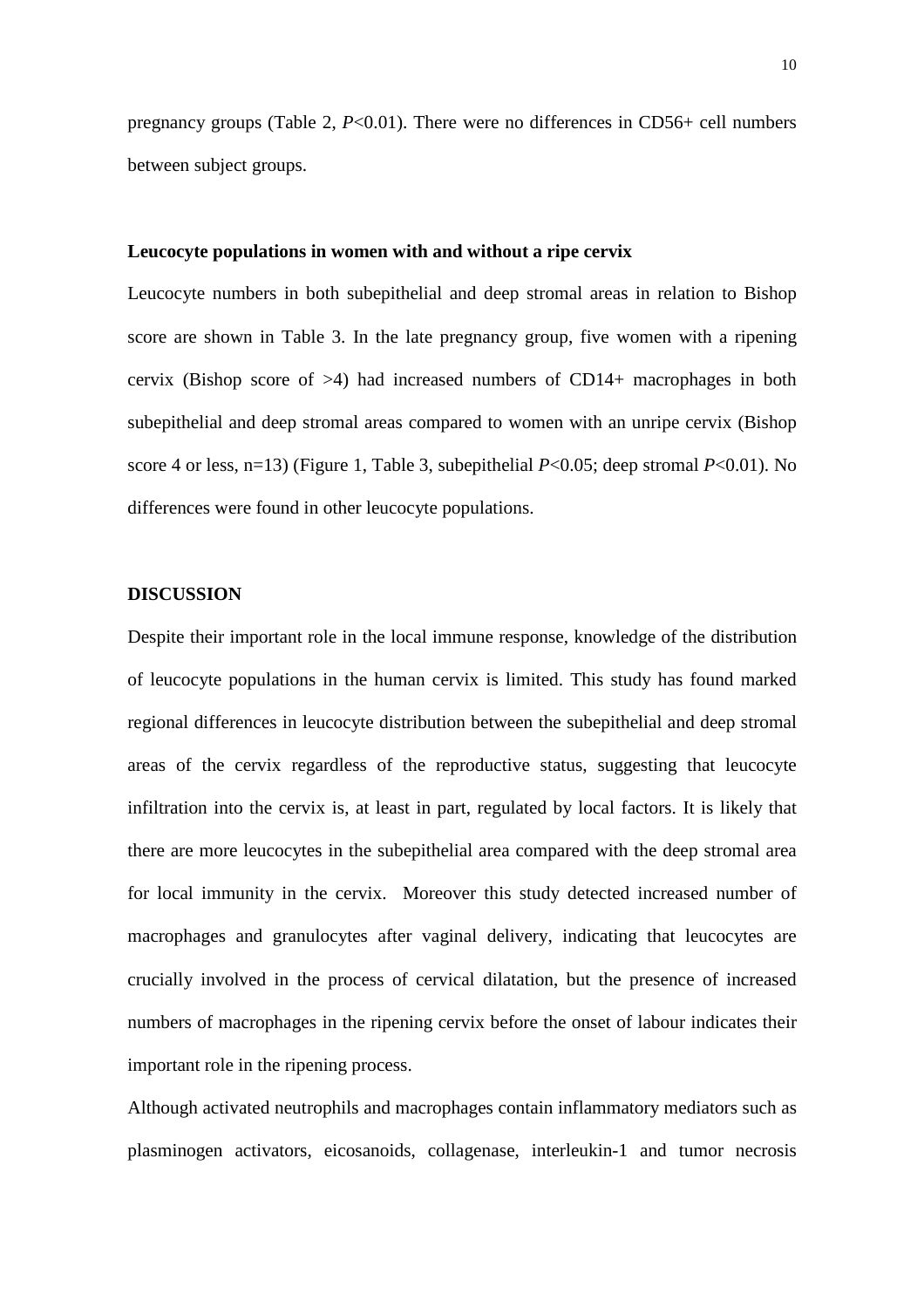pregnancy groups (Table 2, *P*<0.01). There were no differences in CD56+ cell numbers between subject groups.

**Leucocyte populations in women with and without a ripe cervix**

Leucocyte numbers in both subepithelial and deep stromal areas in relation to Bishop score are shown in Table 3. In the late pregnancy group, five women with a ripening cervix (Bishop score of >4) had increased numbers of CD14+ macrophages in both subepithelial and deep stromal areas compared to women with an unripe cervix (Bishop score 4 or less, n=13) (Figure 1, Table 3, subepithelial *P*<0.05; deep stromal *P*<0.01). No differences were found in other leucocyte populations.

## DISCUSSION

Despite their important role in the local immune response, knowledge of the distribution of leucocyte populations in the human cervix is limited. This study has found marked regional differences in leucocyte distribution between the subepithelial and deep stromal areas of the cervix regardless of the reproductive status, suggesting that leucocyte infiltration into the cervix is, at least in part, regulated by local factors. It is likely that there are more leucocytes in the subepithelial area compared with the deep stromal area for local immunity in the cervix. Moreover this study detected increased number of macrophages and granulocytes after vaginal delivery, indicating that leucocytes are crucially involved in the process of cervical dilatation, but the presence of increased numbers of macrophages in the ripening cervix before the onset of labour indicates their important role in the ripening process.

Although activated neutrophils and macrophages contain inflammatory mediators such as plasminogen activators, eicosanoids, collagenase, interleukin-1 and tumor necrosis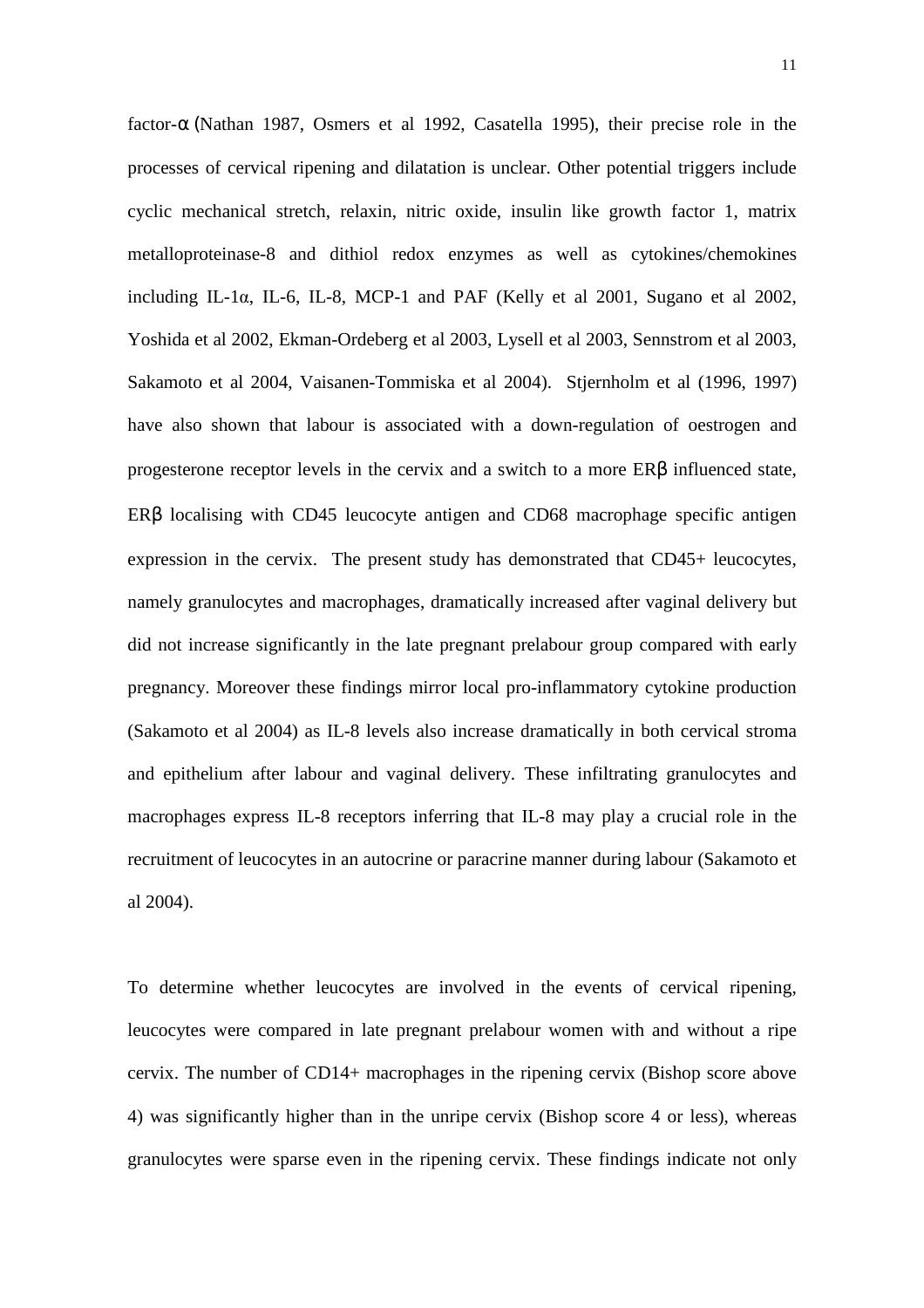factor-α (Nathan 1987, Osmers et al 1992, Casatella 1995), their precise role in the processes of cervical ripening and dilatation is unclear. Other potential triggers include cyclic mechanical stretch, relaxin, nitric oxide, insulin like growth factor 1, matrix metalloproteinase-8 and dithiol redox enzymes as well as cytokines/chemokines including IL-1α, IL-6, IL-8, MCP-1 and PAF (Kelly et al 2001, Sugano et al 2002, Yoshida et al 2002, Ekman-Ordeberg et al 2003, Lysell et al 2003, Sennstrom et al 2003, Sakamoto et al 2004, Vaisanen-Tommiska et al 2004). Stjernholm et al (1996, 1997) have also shown that labour is associated with a down-regulation of oestrogen and progesterone receptor levels in the cervix and a switch to a more ERβ influenced state, ERβ localising with CD45 leucocyte antigen and CD68 macrophage specific antigen expression in the cervix. The present study has demonstrated that CD45+ leucocytes, namely granulocytes and macrophages, dramatically increased after vaginal delivery but did not increase significantly in the late pregnant prelabour group compared with early pregnancy. Moreover these findings mirror local pro-inflammatory cytokine production (Sakamoto et al 2004) as IL-8 levels also increase dramatically in both cervical stroma and epithelium after labour and vaginal delivery. These infiltrating granulocytes and macrophages express IL-8 receptors inferring that IL-8 may play a crucial role in the recruitment of leucocytes in an autocrine or paracrine manner during labour (Sakamoto et al 2004).

To determine whether leucocytes are involved in the events of cervical ripening, leucocytes were compared in late pregnant prelabour women with and without a ripe cervix. The number of CD14+ macrophages in the ripening cervix (Bishop score above 4) was significantly higher than in the unripe cervix (Bishop score 4 or less), whereas granulocytes were sparse even in the ripening cervix. These findings indicate not only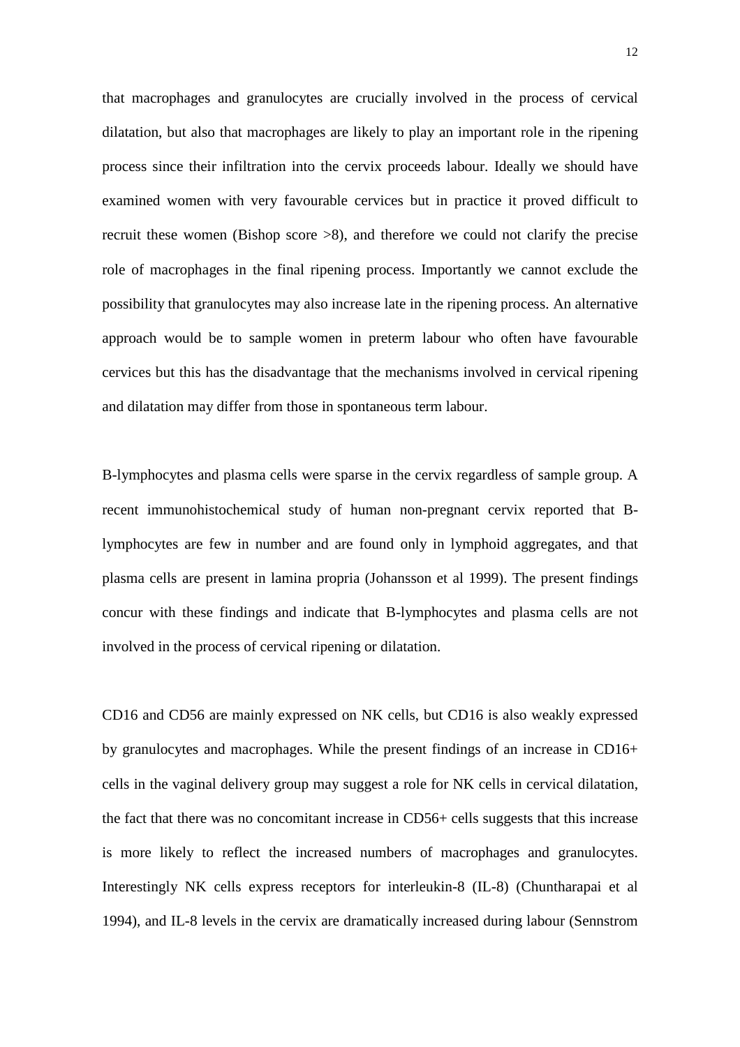that macrophages and granulocytes are crucially involved in the process of cervical dilatation, but also that macrophages are likely to play an important role in the ripening process since their infiltration into the cervix proceeds labour. Ideally we should have examined women with very favourable cervices but in practice it proved difficult to recruit these women (Bishop score >8), and therefore we could not clarify the precise role of macrophages in the final ripening process. Importantly we cannot exclude the possibility that granulocytes may also increase late in the ripening process. An alternative approach would be to sample women in preterm labour who often have favourable cervices but this has the disadvantage that the mechanisms involved in cervical ripening and dilatation may differ from those in spontaneous term labour.

B-lymphocytes and plasma cells were sparse in the cervix regardless of sample group. A recent immunohistochemical study of human non-pregnant cervix reported that B-lymphocytes are few in number and are found only in lymphoid aggregates, and that plasma cells are present in lamina propria (Johansson et al 1999). The present findings concur with these findings and indicate that B-lymphocytes and plasma cells are not involved in the process of cervical ripening or dilatation.

CD16 and CD56 are mainly expressed on NK cells, but CD16 is also weakly expressed by granulocytes and macrophages. While the present findings of an increase in CD16+ cells in the vaginal delivery group may suggest a role for NK cells in cervical dilatation, the fact that there was no concomitant increase in CD56+ cells suggests that this increase is more likely to reflect the increased numbers of macrophages and granulocytes. Interestingly NK cells express receptors for interleukin-8 (IL-8) (Chuntharapai et al 1994), and IL-8 levels in the cervix are dramatically increased during labour (Sennstrom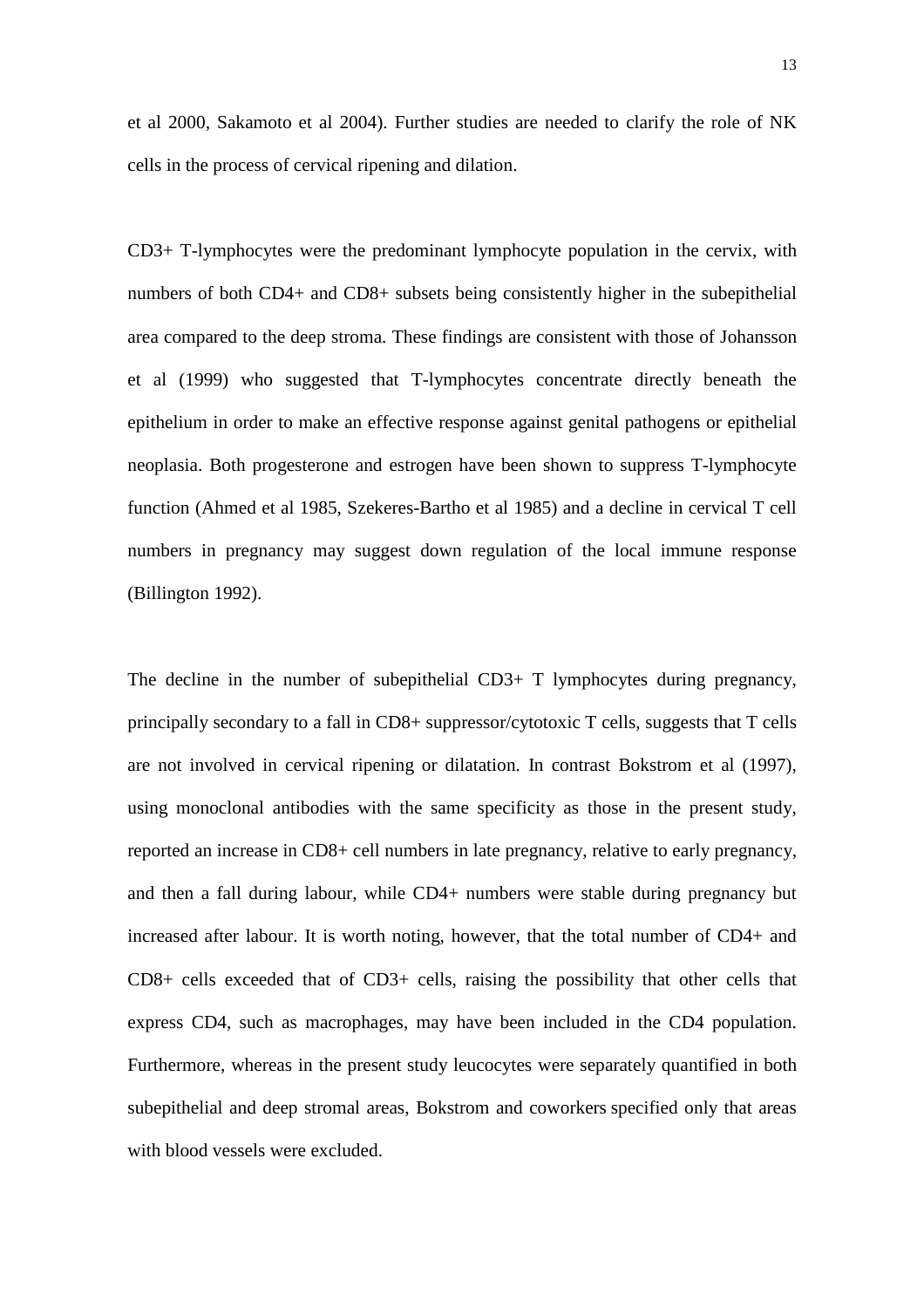et al 2000, Sakamoto et al 2004). Further studies are needed to clarify the role of NK cells in the process of cervical ripening and dilation.

CD3+ T-lymphocytes were the predominant lymphocyte population in the cervix, with numbers of both CD4+ and CD8+ subsets being consistently higher in the subepithelial area compared to the deep stroma. These findings are consistent with those of Johansson et al (1999) who suggested that T-lymphocytes concentrate directly beneath the epithelium in order to make an effective response against genital pathogens or epithelial neoplasia. Both progesterone and estrogen have been shown to suppress T-lymphocyte function (Ahmed et al 1985, Szekeres-Bartho et al 1985) and a decline in cervical T cell numbers in pregnancy may suggest down regulation of the local immune response (Billington 1992).

The decline in the number of subepithelial CD3+ T lymphocytes during pregnancy, principally secondary to a fall in CD8+ suppressor/cytotoxic T cells, suggests that T cells are not involved in cervical ripening or dilatation. In contrast Bokstrom et al (1997), using monoclonal antibodies with the same specificity as those in the present study, reported an increase in CD8+ cell numbers in late pregnancy, relative to early pregnancy, and then a fall during labour, while CD4+ numbers were stable during pregnancy but increased after labour. It is worth noting, however, that the total number of CD4+ and CD8+ cells exceeded that of CD3+ cells, raising the possibility that other cells that express CD4, such as macrophages, may have been included in the CD4 population. Furthermore, whereas in the present study leucocytes were separately quantified in both subepithelial and deep stromal areas, Bokstrom and coworkers specified only that areas with blood vessels were excluded.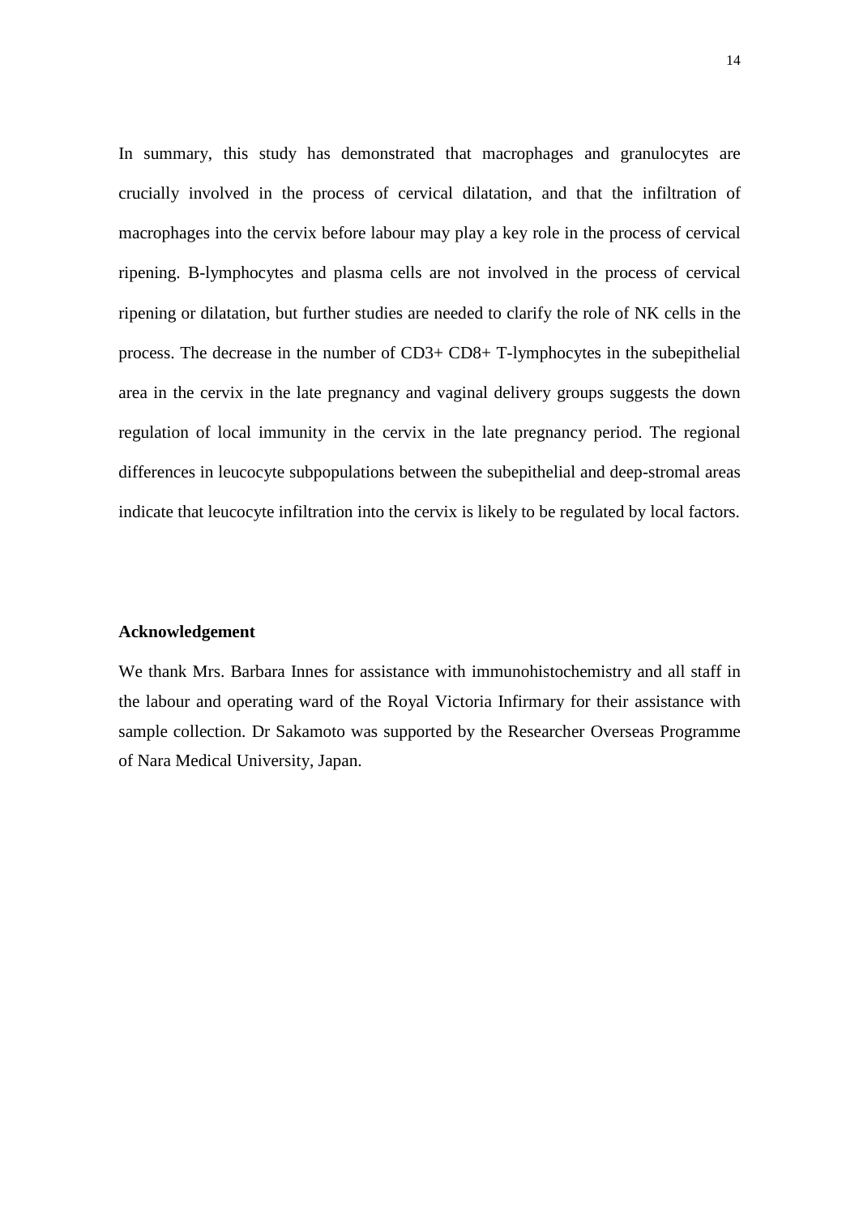In summary, this study has demonstrated that macrophages and granulocytes are crucially involved in the process of cervical dilatation, and that the infiltration of macrophages into the cervix before labour may play a key role in the process of cervical ripening. B-lymphocytes and plasma cells are not involved in the process of cervical ripening or dilatation, but further studies are needed to clarify the role of NK cells in the process. The decrease in the number of CD3+ CD8+ T-lymphocytes in the subepithelial area in the cervix in the late pregnancy and vaginal delivery groups suggests the down regulation of local immunity in the cervix in the late pregnancy period. The regional differences in leucocyte subpopulations between the subepithelial and deep-stromal areas indicate that leucocyte infiltration into the cervix is likely to be regulated by local factors.

**Acknowledgement**

We thank Mrs. Barbara Innes for assistance with immunohistochemistry and all staff in the labour and operating ward of the Royal Victoria Infirmary for their assistance with sample collection. Dr Sakamoto was supported by the Researcher Overseas Programme of Nara Medical University, Japan.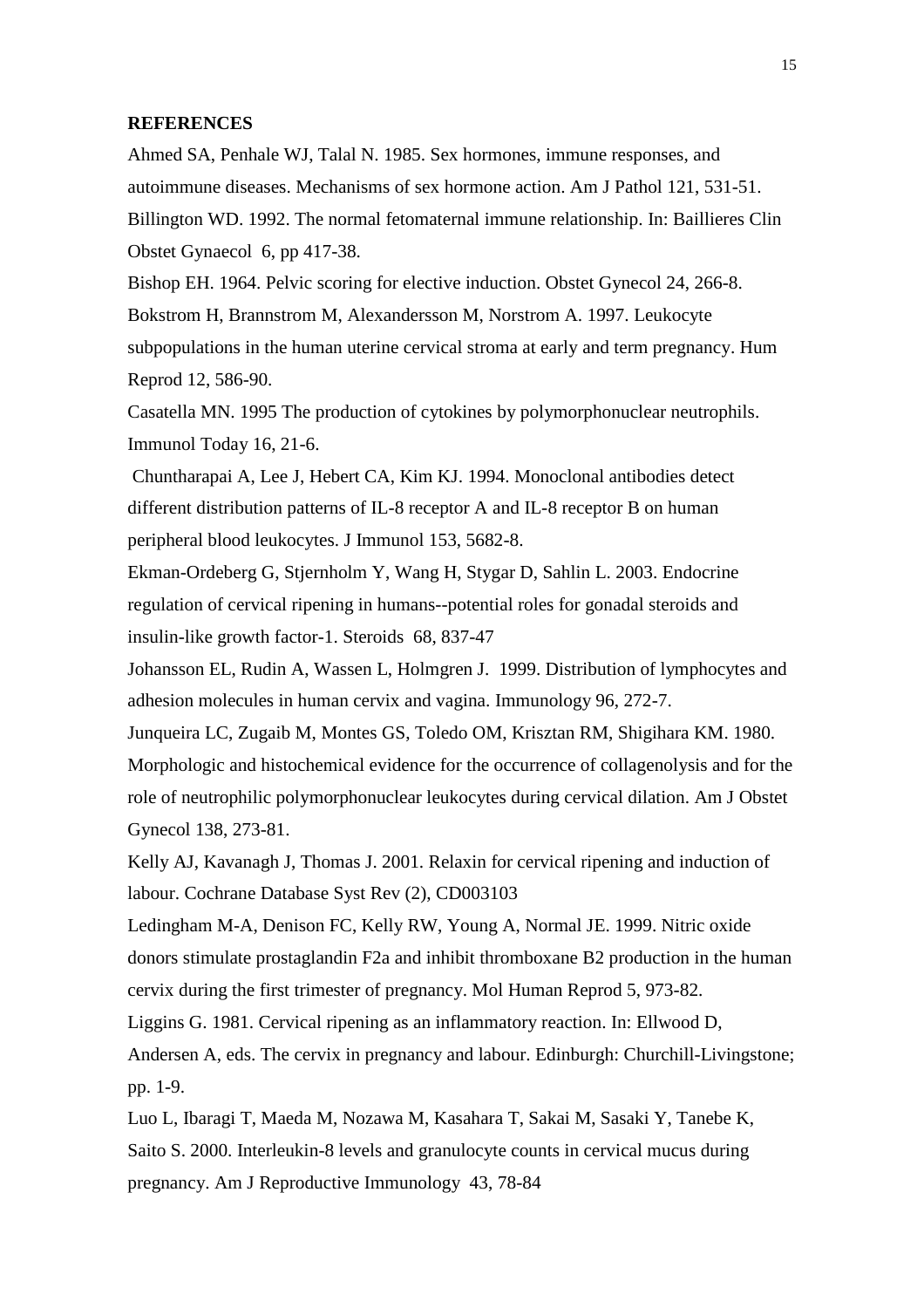## REFERENCES

Ahmed SA, Penhale WJ, Talal N. 1985. Sex hormones, immune responses, and autoimmune diseases. Mechanisms of sex hormone action. Am J Pathol 121, 531-51.

Billington WD. 1992. The normal fetomaternal immune relationship. In: Baillieres Clin Obstet Gynaecol 6, pp 417-38.

Bishop EH. 1964. Pelvic scoring for elective induction. Obstet Gynecol 24, 266-8.

Bokstrom H, Brannstrom M, Alexandersson M, Norstrom A. 1997. Leukocyte subpopulations in the human uterine cervical stroma at early and term pregnancy. Hum Reprod 12, 586-90.

Casatella MN. 1995 The production of cytokines by polymorphonuclear neutrophils. Immunol Today 16, 21-6.

Chuntharapai A, Lee J, Hebert CA, Kim KJ. 1994. Monoclonal antibodies detect different distribution patterns of IL-8 receptor A and IL-8 receptor B on human peripheral blood leukocytes. J Immunol 153, 5682-8.

Ekman-Ordeberg G, Stjernholm Y, Wang H, Stygar D, Sahlin L. 2003. Endocrine regulation of cervical ripening in humans--potential roles for gonadal steroids and insulin-like growth factor-1. Steroids 68, 837-47

Johansson EL, Rudin A, Wassen L, Holmgren J. 1999. Distribution of lymphocytes and adhesion molecules in human cervix and vagina. Immunology 96, 272-7.

Junqueira LC, Zugaib M, Montes GS, Toledo OM, Krisztan RM, Shigihara KM. 1980. Morphologic and histochemical evidence for the occurrence of collagenolysis and for the role of neutrophilic polymorphonuclear leukocytes during cervical dilation. Am J Obstet Gynecol 138, 273-81.

Kelly AJ, Kavanagh J, Thomas J. 2001. Relaxin for cervical ripening and induction of labour. Cochrane Database Syst Rev (2), CD003103

Ledingham M-A, Denison FC, Kelly RW, Young A, Normal JE. 1999. Nitric oxide donors stimulate prostaglandin F2a and inhibit thromboxane B2 production in the human cervix during the first trimester of pregnancy. Mol Human Reprod 5, 973-82.

Liggins G. 1981. Cervical ripening as an inflammatory reaction. In: Ellwood D, Andersen A, eds. The cervix in pregnancy and labour. Edinburgh: Churchill-Livingstone; pp. 1-9.

Luo L, Ibaragi T, Maeda M, Nozawa M, Kasahara T, Sakai M, Sasaki Y, Tanebe K, Saito S. 2000. Interleukin-8 levels and granulocyte counts in cervical mucus during pregnancy. Am J Reproductive Immunology 43, 78-84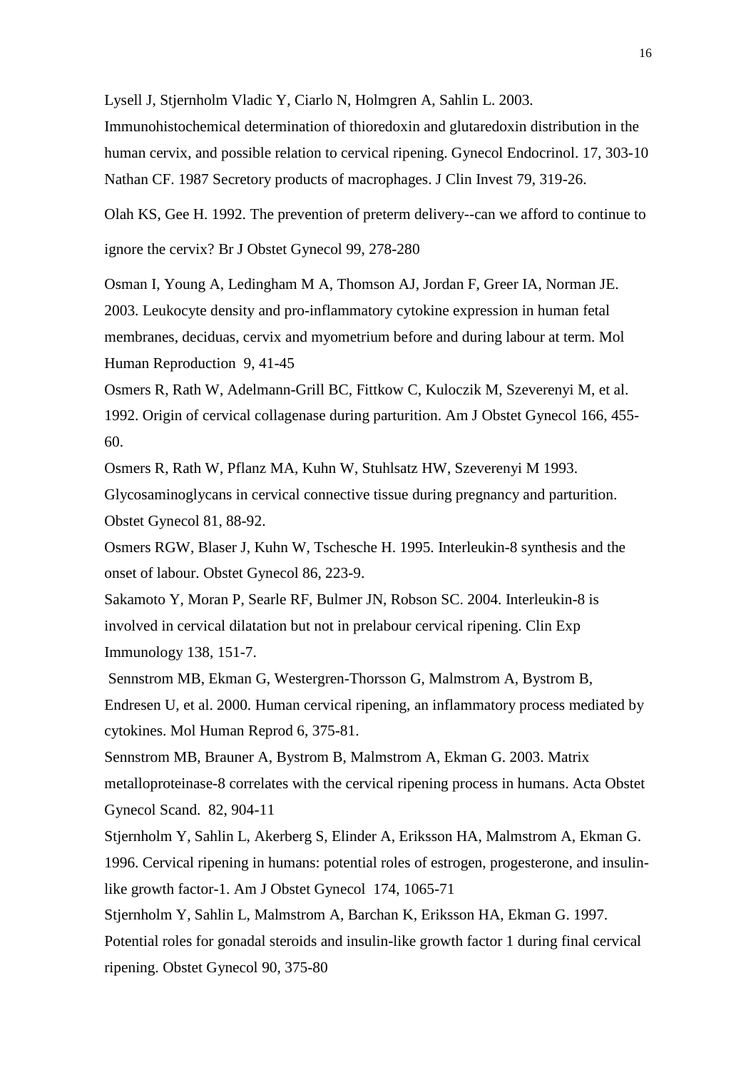Lysell J, Stjernholm Vladic Y, Ciarlo N, Holmgren A, Sahlin L. 2003. Immunohistochemical determination of thioredoxin and glutaredoxin distribution in the human cervix, and possible relation to cervical ripening. Gynecol Endocrinol. 17, 303-10

Nathan CF. 1987 Secretory products of macrophages. J Clin Invest 79, 319-26.

Olah KS, Gee H. 1992. The prevention of preterm delivery--can we afford to continue to ignore the cervix? Br J Obstet Gynecol 99, 278-280

Osman I, Young A, Ledingham M A, Thomson AJ, Jordan F, Greer IA, Norman JE. 2003. Leukocyte density and pro-inflammatory cytokine expression in human fetal membranes, deciduas, cervix and myometrium before and during labour at term. Mol Human Reproduction 9, 41-45

Osmers R, Rath W, Adelmann-Grill BC, Fittkow C, Kuloczik M, Szeverenyi M, et al. 1992. Origin of cervical collagenase during parturition. Am J Obstet Gynecol 166, 455-60.

Osmers R, Rath W, Pflanz MA, Kuhn W, Stuhlsatz HW, Szeverenyi M 1993. Glycosaminoglycans in cervical connective tissue during pregnancy and parturition. Obstet Gynecol 81, 88-92.

Osmers RGW, Blaser J, Kuhn W, Tschesche H. 1995. Interleukin-8 synthesis and the onset of labour. Obstet Gynecol 86, 223-9.

Sakamoto Y, Moran P, Searle RF, Bulmer JN, Robson SC. 2004. Interleukin-8 is involved in cervical dilatation but not in prelabour cervical ripening. Clin Exp Immunology 138, 151-7.

Sennstrom MB, Ekman G, Westergren-Thorsson G, Malmstrom A, Bystrom B, Endresen U, et al. 2000. Human cervical ripening, an inflammatory process mediated by cytokines. Mol Human Reprod 6, 375-81.

Sennstrom MB, Brauner A, Bystrom B, Malmstrom A, Ekman G. 2003. Matrix metalloproteinase-8 correlates with the cervical ripening process in humans. Acta Obstet Gynecol Scand. 82, 904-11

Stjernholm Y, Sahlin L, Akerberg S, Elinder A, Eriksson HA, Malmstrom A, Ekman G. 1996. Cervical ripening in humans: potential roles of estrogen, progesterone, and insulin-like growth factor-1. Am J Obstet Gynecol 174, 1065-71

Stjernholm Y, Sahlin L, Malmstrom A, Barchan K, Eriksson HA, Ekman G. 1997. Potential roles for gonadal steroids and insulin-like growth factor 1 during final cervical ripening. Obstet Gynecol 90, 375-80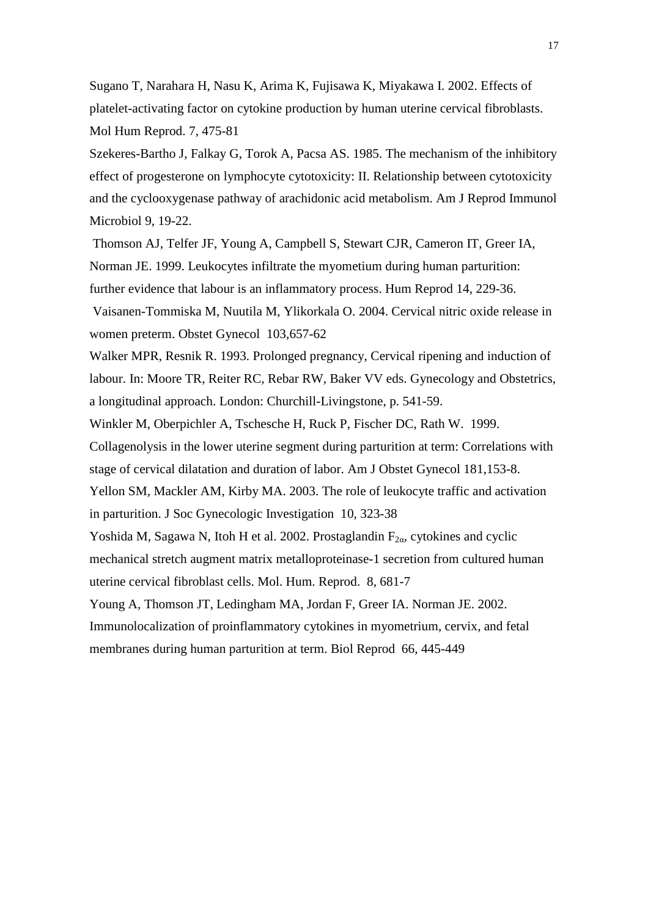Sugano T, Narahara H, Nasu K, Arima K, Fujisawa K, Miyakawa I. 2002. Effects of platelet-activating factor on cytokine production by human uterine cervical fibroblasts. Mol Hum Reprod. 7, 475-81

Szekeres-Bartho J, Falkay G, Torok A, Pacsa AS. 1985. The mechanism of the inhibitory effect of progesterone on lymphocyte cytotoxicity: II. Relationship between cytotoxicity and the cyclooxygenase pathway of arachidonic acid metabolism. Am J Reprod Immunol Microbiol 9, 19-22.

Thomson AJ, Telfer JF, Young A, Campbell S, Stewart CJR, Cameron IT, Greer IA, Norman JE. 1999. Leukocytes infiltrate the myometium during human parturition: further evidence that labour is an inflammatory process. Hum Reprod 14, 229-36.

Vaisanen-Tommiska M, Nuutila M, Ylikorkala O. 2004. Cervical nitric oxide release in women preterm. Obstet Gynecol 103,657-62

Walker MPR, Resnik R. 1993. Prolonged pregnancy, Cervical ripening and induction of labour. In: Moore TR, Reiter RC, Rebar RW, Baker VV eds. Gynecology and Obstetrics, a longitudinal approach. London: Churchill-Livingstone, p. 541-59.

Winkler M, Oberpichler A, Tschesche H, Ruck P, Fischer DC, Rath W. 1999. Collagenolysis in the lower uterine segment during parturition at term: Correlations with stage of cervical dilatation and duration of labor. Am J Obstet Gynecol 181,153-8.

Yellon SM, Mackler AM, Kirby MA. 2003. The role of leukocyte traffic and activation in parturition. J Soc Gynecologic Investigation 10, 323-38

Yoshida M, Sagawa N, Itoh H et al. 2002. Prostaglandin $F_{2\alpha}$, cytokines and cyclic mechanical stretch augment matrix metalloproteinase-1 secretion from cultured human uterine cervical fibroblast cells. Mol. Hum. Reprod. 8, 681-7

Young A, Thomson JT, Ledingham MA, Jordan F, Greer IA. Norman JE. 2002. Immunolocalization of proinflammatory cytokines in myometrium, cervix, and fetal membranes during human parturition at term. Biol Reprod 66, 445-449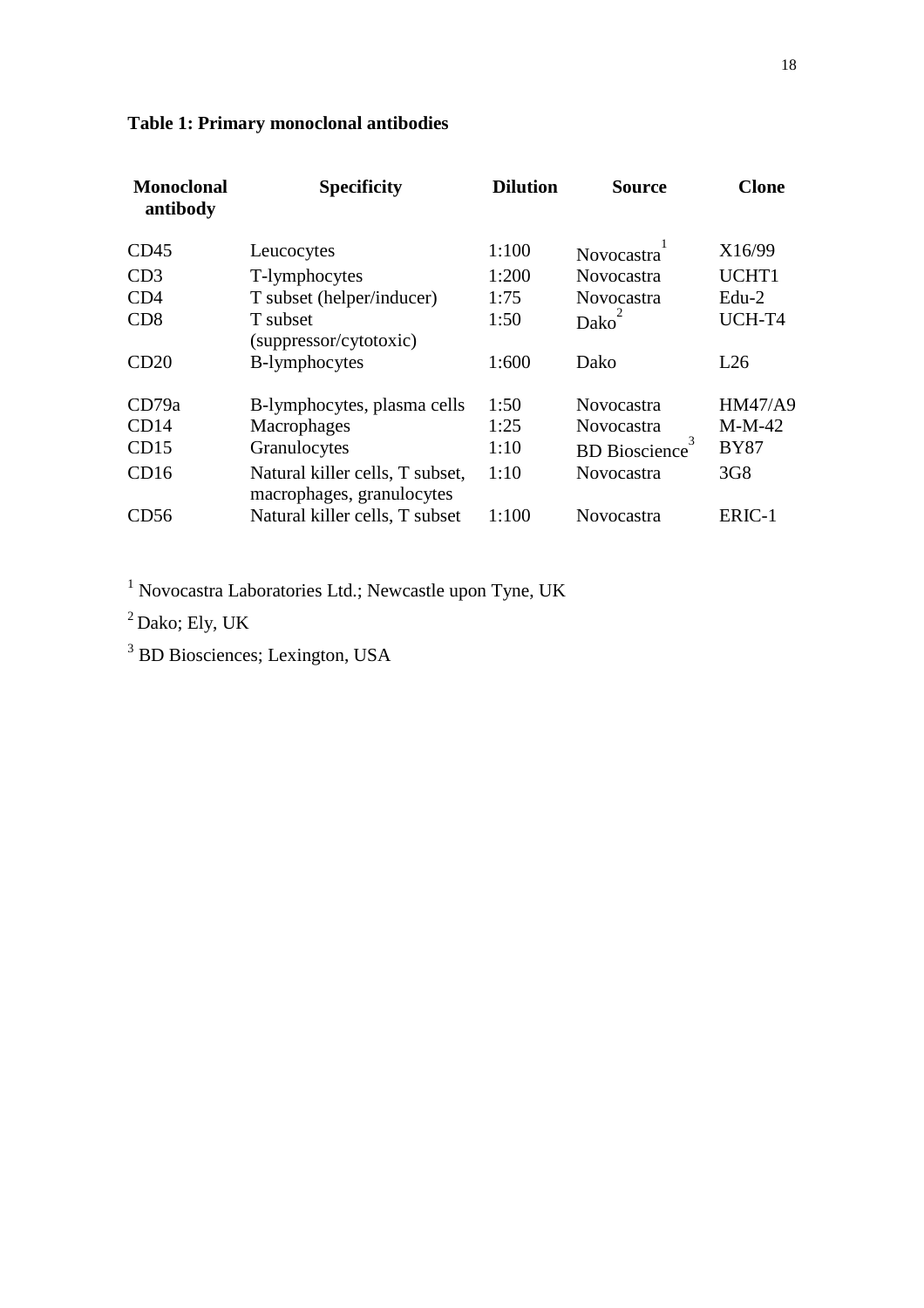**Table 1: Primary monoclonal antibodies**

| Monoclonal antibody | Specificity | Dilution | Source | Clone |
|---|---|---|---|---|
| CD45 | Leucocytes | 1:100 | Novocastra[1] | X16/99 |
| CD3 | T-lymphocytes | 1:200 | Novocastra | UCHT1 |
| CD4 | T subset (helper/inducer) | 1:75 | Novocastra | Edu-2 |
| CD8 | T subset (suppressor/cytotoxic) | 1:50 | Dako[2] | UCH-T4 |
| CD20 | B-lymphocytes | 1:600 | Dako | L26 |
| CD79a | B-lymphocytes, plasma cells | 1:50 | Novocastra | HM47/A9 |
| CD14 | Macrophages | 1:25 | Novocastra | M-M-42 |
| CD15 | Granulocytes | 1:10 | BD Bioscience[3] | BY87 |
| CD16 | Natural killer cells, T subset, macrophages, granulocytes | 1:10 | Novocastra | 3G8 |
| CD56 | Natural killer cells, T subset | 1:100 | Novocastra | ERIC-1 |

[1] Novocastra Laboratories Ltd.; Newcastle upon Tyne, UK

[2] Dako; Ely, UK

[3] BD Biosciences; Lexington, USA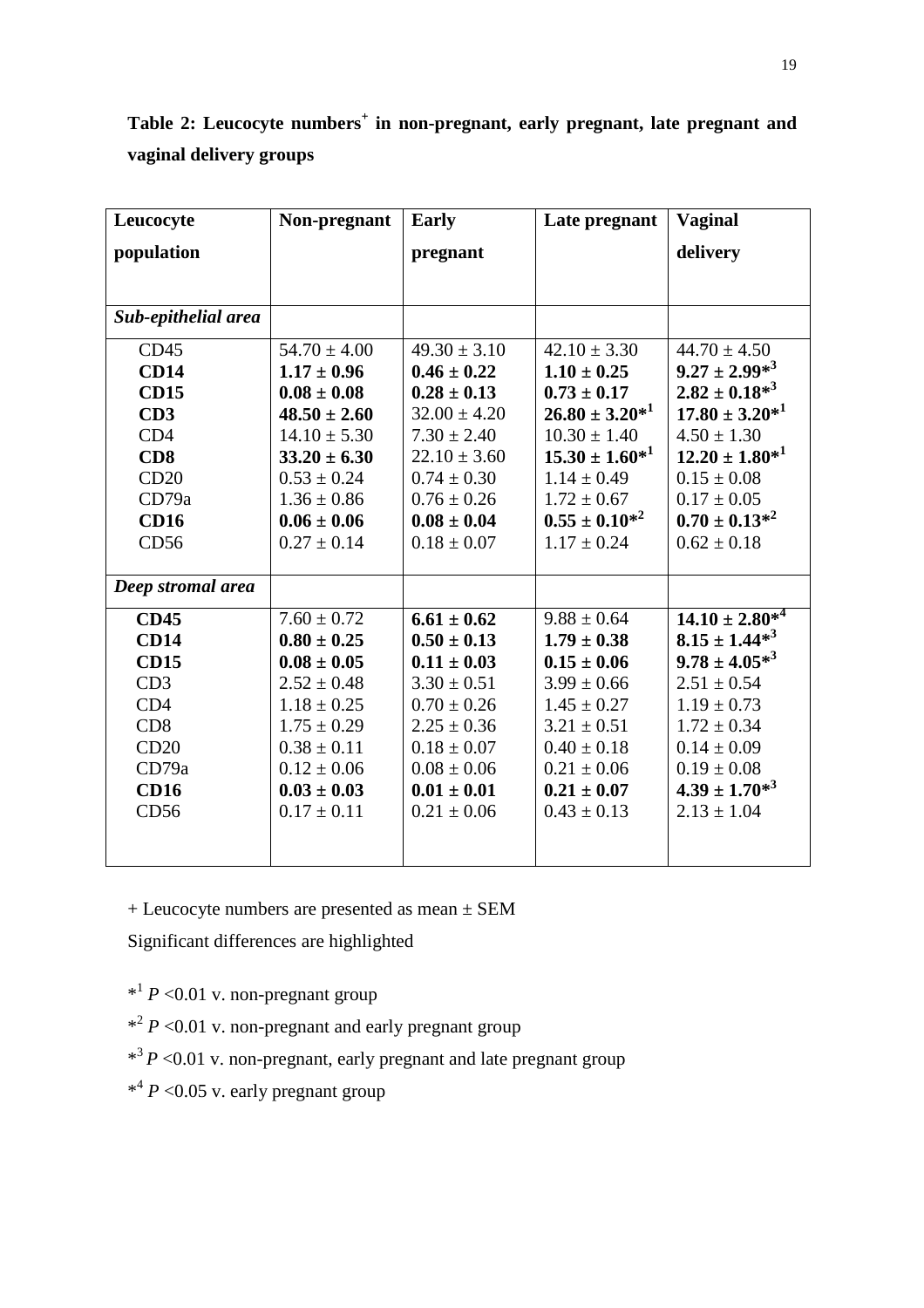**Table 2: Leucocyte numbers[+] in non-pregnant, early pregnant, late pregnant and vaginal delivery groups**

| Leucocyte population | Non-pregnant | Early pregnant | Late pregnant | Vaginal delivery |
|---|---|---|---|---|
| ***Sub-epithelial area*** | | | | |
| CD45 | 54.70 ± 4.00 | 49.30 ± 3.10 | 42.10 ± 3.30 | 44.70 ± 4.50 |
| **CD14** | **1.17 ± 0.96** | **0.46 ± 0.22** | **1.10 ± 0.25** | **9.27 ± 2.99*[3]** |
| **CD15** | **0.08 ± 0.08** | **0.28 ± 0.13** | **0.73 ± 0.17** | **2.82 ± 0.18*[3]** |
| **CD3** | **48.50 ± 2.60** | 32.00 ± 4.20 | **26.80 ± 3.20*[1]** | **17.80 ± 3.20*[1]** |
| CD4 | 14.10 ± 5.30 | 7.30 ± 2.40 | 10.30 ± 1.40 | 4.50 ± 1.30 |
| **CD8** | **33.20 ± 6.30** | 22.10 ± 3.60 | **15.30 ± 1.60*[1]** | **12.20 ± 1.80*[1]** |
| CD20 | 0.53 ± 0.24 | 0.74 ± 0.30 | 1.14 ± 0.49 | 0.15 ± 0.08 |
| CD79a | 1.36 ± 0.86 | 0.76 ± 0.26 | 1.72 ± 0.67 | 0.17 ± 0.05 |
| **CD16** | **0.06 ± 0.06** | **0.08 ± 0.04** | **0.55 ± 0.10*[2]** | **0.70 ± 0.13*[2]** |
| CD56 | 0.27 ± 0.14 | 0.18 ± 0.07 | 1.17 ± 0.24 | 0.62 ± 0.18 |
| ***Deep stromal area*** | | | | |
| **CD45** | 7.60 ± 0.72 | **6.61 ± 0.62** | 9.88 ± 0.64 | **14.10 ± 2.80*[4]** |
| **CD14** | **0.80 ± 0.25** | **0.50 ± 0.13** | **1.79 ± 0.38** | **8.15 ± 1.44*[3]** |
| **CD15** | **0.08 ± 0.05** | **0.11 ± 0.03** | **0.15 ± 0.06** | **9.78 ± 4.05*[3]** |
| CD3 | 2.52 ± 0.48 | 3.30 ± 0.51 | 3.99 ± 0.66 | 2.51 ± 0.54 |
| CD4 | 1.18 ± 0.25 | 0.70 ± 0.26 | 1.45 ± 0.27 | 1.19 ± 0.73 |
| CD8 | 1.75 ± 0.29 | 2.25 ± 0.36 | 3.21 ± 0.51 | 1.72 ± 0.34 |
| CD20 | 0.38 ± 0.11 | 0.18 ± 0.07 | 0.40 ± 0.18 | 0.14 ± 0.09 |
| CD79a | 0.12 ± 0.06 | 0.08 ± 0.06 | 0.21 ± 0.06 | 0.19 ± 0.08 |
| **CD16** | **0.03 ± 0.03** | **0.01 ± 0.01** | **0.21 ± 0.07** | **4.39 ± 1.70*[3]** |
| CD56 | 0.17 ± 0.11 | 0.21 ± 0.06 | 0.43 ± 0.13 | 2.13 ± 1.04 |

+ Leucocyte numbers are presented as mean ± SEM

Significant differences are highlighted

*[1] $P$ <0.01 v. non-pregnant group

*[2] $P$ <0.01 v. non-pregnant and early pregnant group

*[3] $P$ <0.01 v. non-pregnant, early pregnant and late pregnant group

*[4] $P$ <0.05 v. early pregnant group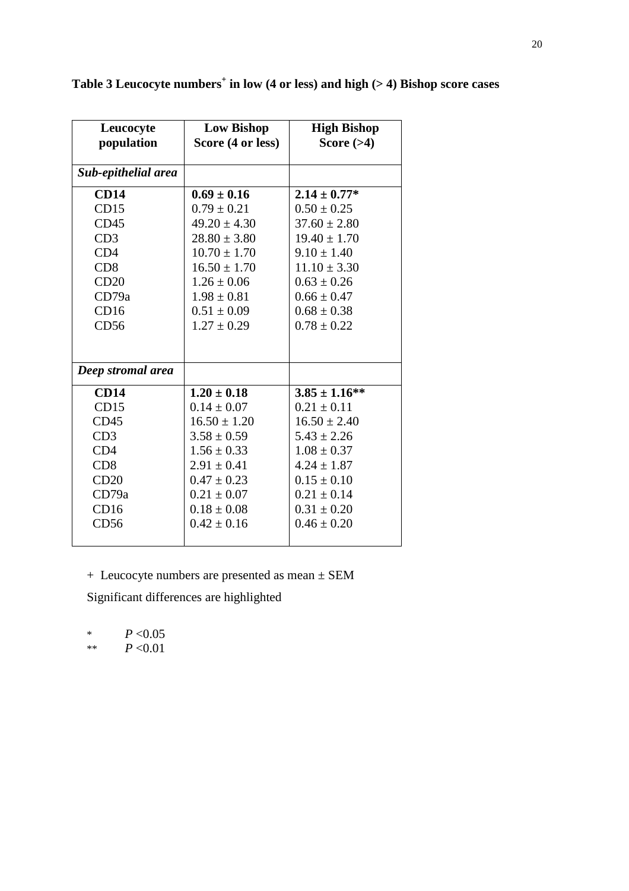**Table 3 Leucocyte numbers[+] in low (4 or less) and high (> 4) Bishop score cases**

| Leucocyte population | Low Bishop Score (4 or less) | High Bishop Score (>4) |
|---|---|---|
| ***Sub-epithelial area*** | | |
| **CD14** | **0.69 ± 0.16** | **2.14 ± 0.77*** |
| CD15 | 0.79 ± 0.21 | 0.50 ± 0.25 |
| CD45 | 49.20 ± 4.30 | 37.60 ± 2.80 |
| CD3 | 28.80 ± 3.80 | 19.40 ± 1.70 |
| CD4 | 10.70 ± 1.70 | 9.10 ± 1.40 |
| CD8 | 16.50 ± 1.70 | 11.10 ± 3.30 |
| CD20 | 1.26 ± 0.06 | 0.63 ± 0.26 |
| CD79a | 1.98 ± 0.81 | 0.66 ± 0.47 |
| CD16 | 0.51 ± 0.09 | 0.68 ± 0.38 |
| CD56 | 1.27 ± 0.29 | 0.78 ± 0.22 |
| ***Deep stromal area*** | | |
| **CD14** | **1.20 ± 0.18** | **3.85 ± 1.16**** |
| CD15 | 0.14 ± 0.07 | 0.21 ± 0.11 |
| CD45 | 16.50 ± 1.20 | 16.50 ± 2.40 |
| CD3 | 3.58 ± 0.59 | 5.43 ± 2.26 |
| CD4 | 1.56 ± 0.33 | 1.08 ± 0.37 |
| CD8 | 2.91 ± 0.41 | 4.24 ± 1.87 |
| CD20 | 0.47 ± 0.23 | 0.15 ± 0.10 |
| CD79a | 0.21 ± 0.07 | 0.21 ± 0.14 |
| CD16 | 0.18 ± 0.08 | 0.31 ± 0.20 |
| CD56 | 0.42 ± 0.16 | 0.46 ± 0.20 |

\+ Leucocyte numbers are presented as mean ± SEM

Significant differences are highlighted

\* $P < 0.05$

\*\* $P < 0.01$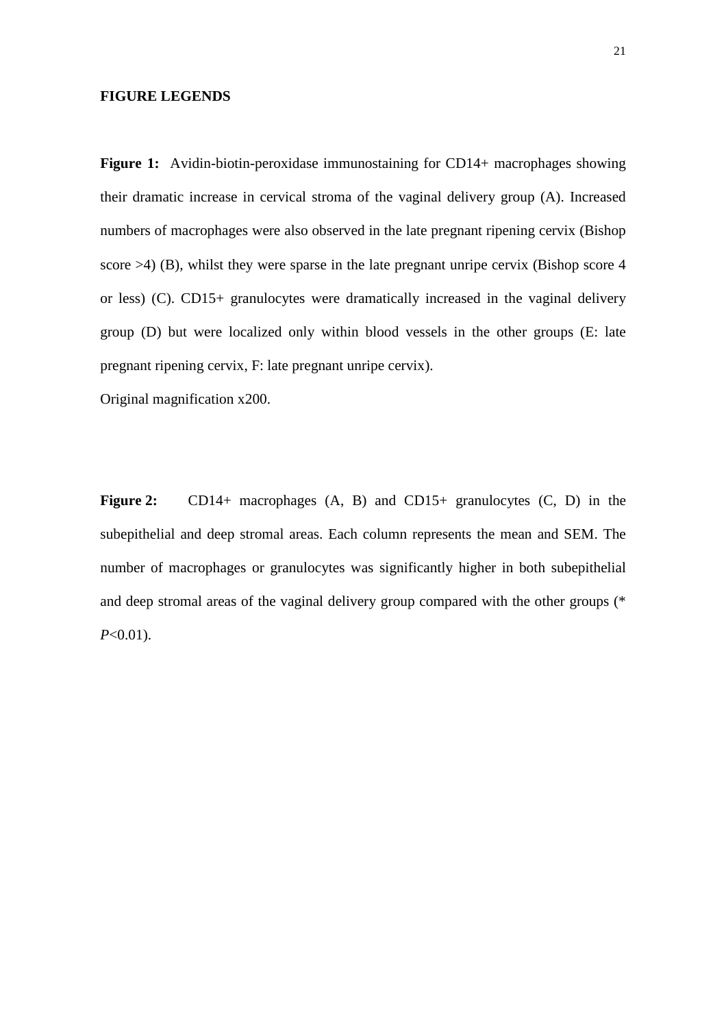**FIGURE LEGENDS**

**Figure 1:** Avidin-biotin-peroxidase immunostaining for CD14+ macrophages showing their dramatic increase in cervical stroma of the vaginal delivery group (A). Increased numbers of macrophages were also observed in the late pregnant ripening cervix (Bishop score >4) (B), whilst they were sparse in the late pregnant unripe cervix (Bishop score 4 or less) (C). CD15+ granulocytes were dramatically increased in the vaginal delivery group (D) but were localized only within blood vessels in the other groups (E: late pregnant ripening cervix, F: late pregnant unripe cervix).

Original magnification x200.

**Figure 2:** CD14+ macrophages (A, B) and CD15+ granulocytes (C, D) in the subepithelial and deep stromal areas. Each column represents the mean and SEM. The number of macrophages or granulocytes was significantly higher in both subepithelial and deep stromal areas of the vaginal delivery group compared with the other groups (* $P<0.01$).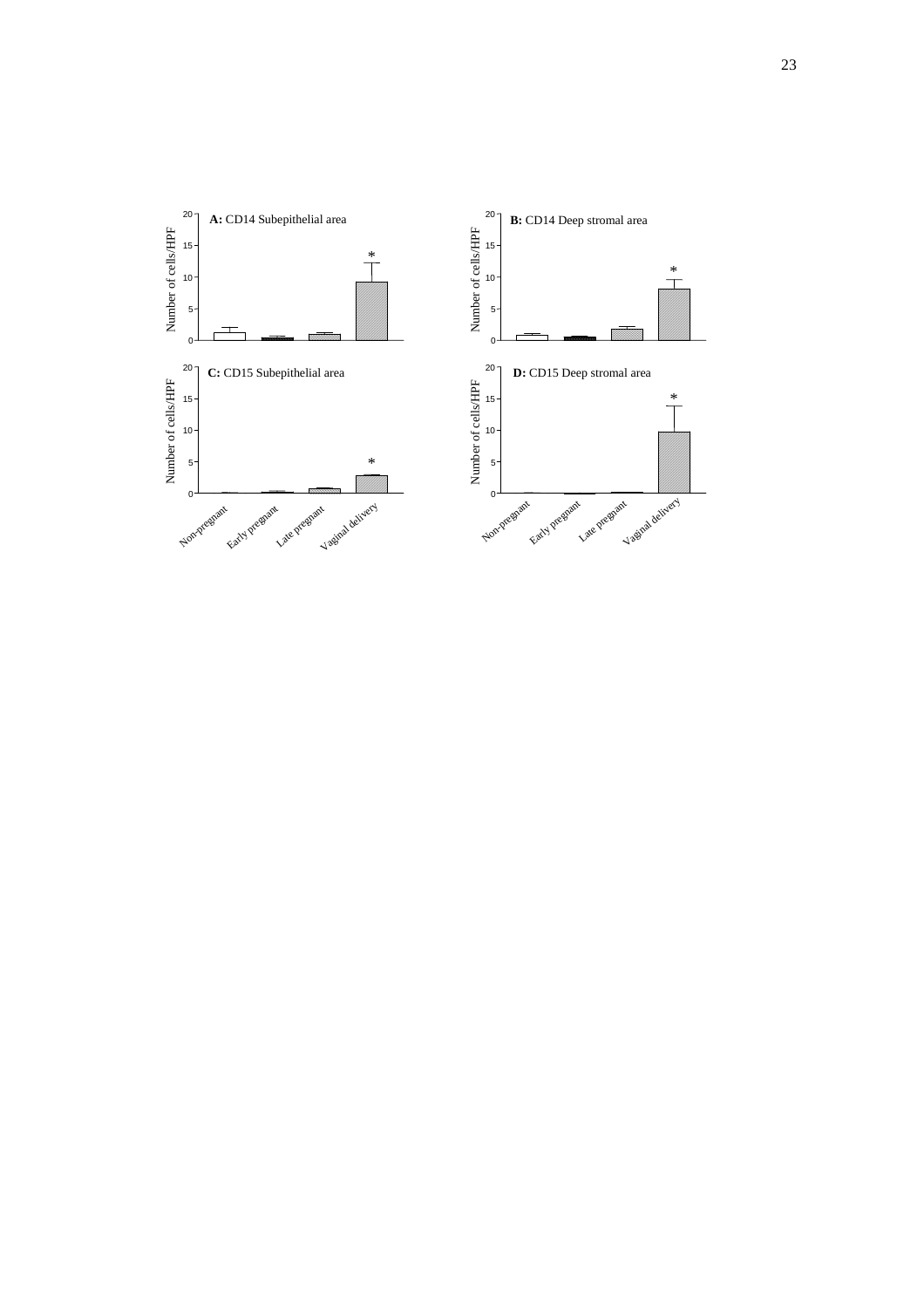A: CD14 Subepithelial area

Number of cells/HPF

20
15
10
5
0

*

B: CD14 Deep stromal area

Number of cells/HPF

20
15
10
5
0

*

C: CD15 Subepithelial area

Number of cells/HPF

20
15
10
5
0

*

Non-pregnant
Early pregnant
Late pregnant
Vaginal delivery

D: CD15 Deep stromal area

Number of cells/HPF

20
15
10
5
0

*

Non-pregnant
Early pregnant
Late pregnant
Vaginal delivery